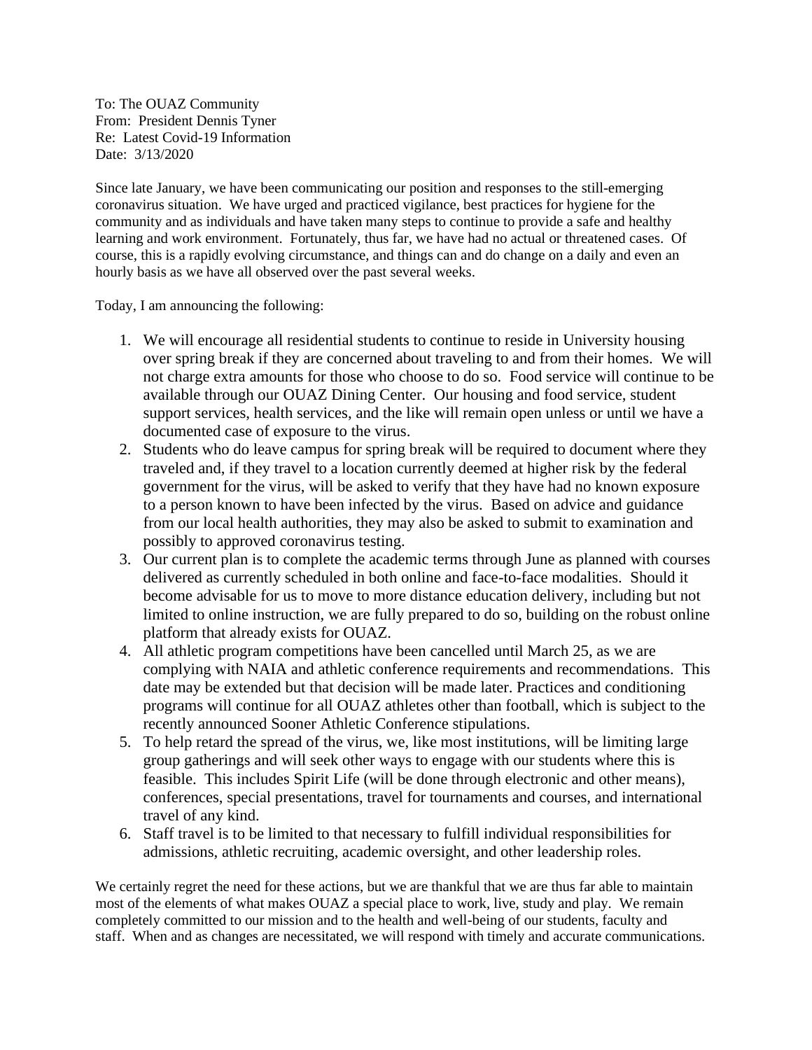To: The OUAZ Community
From: President Dennis Tyner
Re: Latest Covid-19 Information
Date: 3/13/2020

Since late January, we have been communicating our position and responses to the still-emerging coronavirus situation. We have urged and practiced vigilance, best practices for hygiene for the community and as individuals and have taken many steps to continue to provide a safe and healthy learning and work environment. Fortunately, thus far, we have had no actual or threatened cases. Of course, this is a rapidly evolving circumstance, and things can and do change on a daily and even an hourly basis as we have all observed over the past several weeks.

Today, I am announcing the following:

1. We will encourage all residential students to continue to reside in University housing over spring break if they are concerned about traveling to and from their homes. We will not charge extra amounts for those who choose to do so. Food service will continue to be available through our OUAZ Dining Center. Our housing and food service, student support services, health services, and the like will remain open unless or until we have a documented case of exposure to the virus.
2. Students who do leave campus for spring break will be required to document where they traveled and, if they travel to a location currently deemed at higher risk by the federal government for the virus, will be asked to verify that they have had no known exposure to a person known to have been infected by the virus. Based on advice and guidance from our local health authorities, they may also be asked to submit to examination and possibly to approved coronavirus testing.
3. Our current plan is to complete the academic terms through June as planned with courses delivered as currently scheduled in both online and face-to-face modalities. Should it become advisable for us to move to more distance education delivery, including but not limited to online instruction, we are fully prepared to do so, building on the robust online platform that already exists for OUAZ.
4. All athletic program competitions have been cancelled until March 25, as we are complying with NAIA and athletic conference requirements and recommendations. This date may be extended but that decision will be made later. Practices and conditioning programs will continue for all OUAZ athletes other than football, which is subject to the recently announced Sooner Athletic Conference stipulations.
5. To help retard the spread of the virus, we, like most institutions, will be limiting large group gatherings and will seek other ways to engage with our students where this is feasible. This includes Spirit Life (will be done through electronic and other means), conferences, special presentations, travel for tournaments and courses, and international travel of any kind.
6. Staff travel is to be limited to that necessary to fulfill individual responsibilities for admissions, athletic recruiting, academic oversight, and other leadership roles.

We certainly regret the need for these actions, but we are thankful that we are thus far able to maintain most of the elements of what makes OUAZ a special place to work, live, study and play. We remain completely committed to our mission and to the health and well-being of our students, faculty and staff. When and as changes are necessitated, we will respond with timely and accurate communications.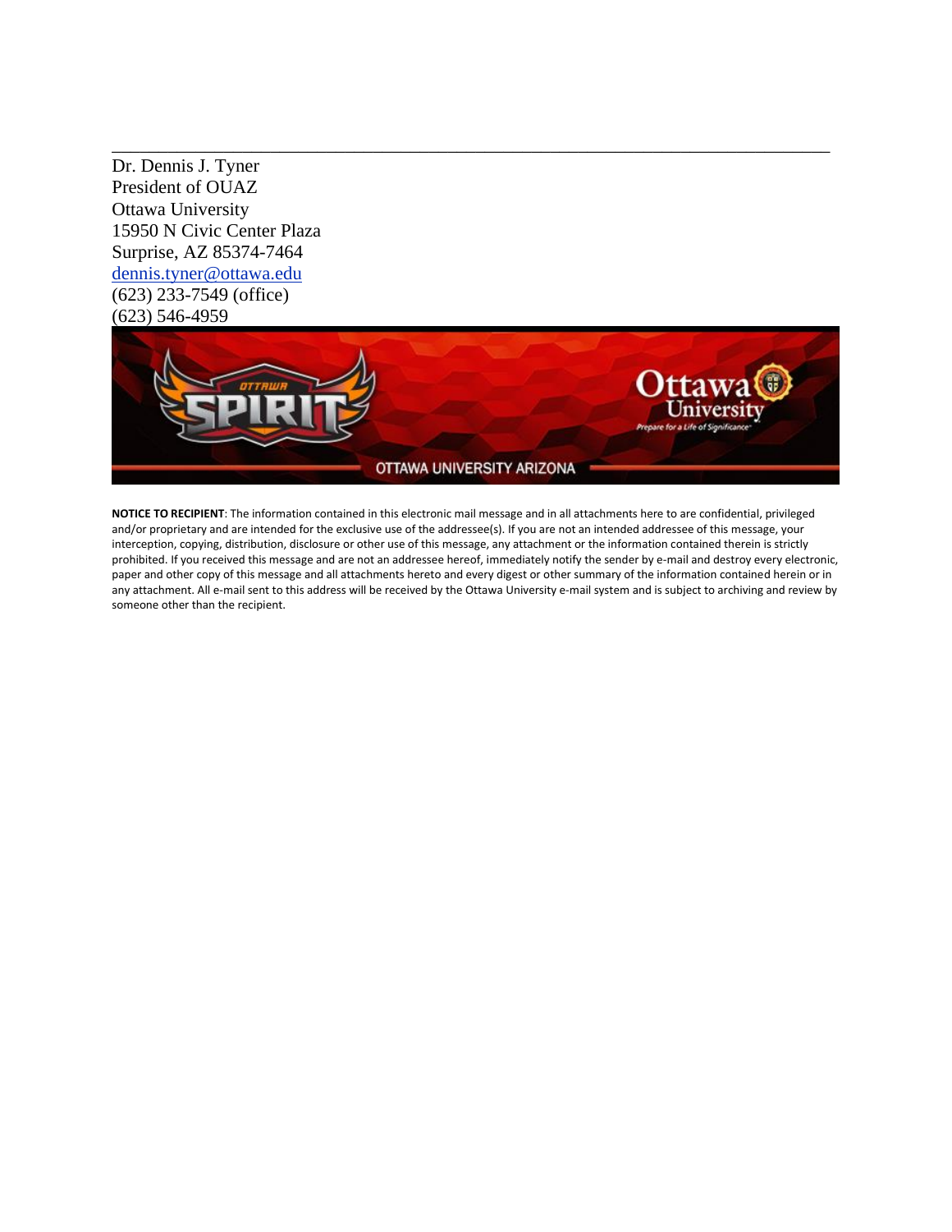---

Dr. Dennis J. Tyner
President of OUAZ
Ottawa University
15950 N Civic Center Plaza
Surprise, AZ 85374-7464
dennis.tyner@ottawa.edu
(623) 233-7549 (office)
(623) 546-4959

**NOTICE TO RECIPIENT**: The information contained in this electronic mail message and in all attachments here to are confidential, privileged and/or proprietary and are intended for the exclusive use of the addressee(s). If you are not an intended addressee of this message, your interception, copying, distribution, disclosure or other use of this message, any attachment or the information contained therein is strictly prohibited. If you received this message and are not an addressee hereof, immediately notify the sender by e-mail and destroy every electronic, paper and other copy of this message and all attachments hereto and every digest or other summary of the information contained herein or in any attachment. All e-mail sent to this address will be received by the Ottawa University e-mail system and is subject to archiving and review by someone other than the recipient.